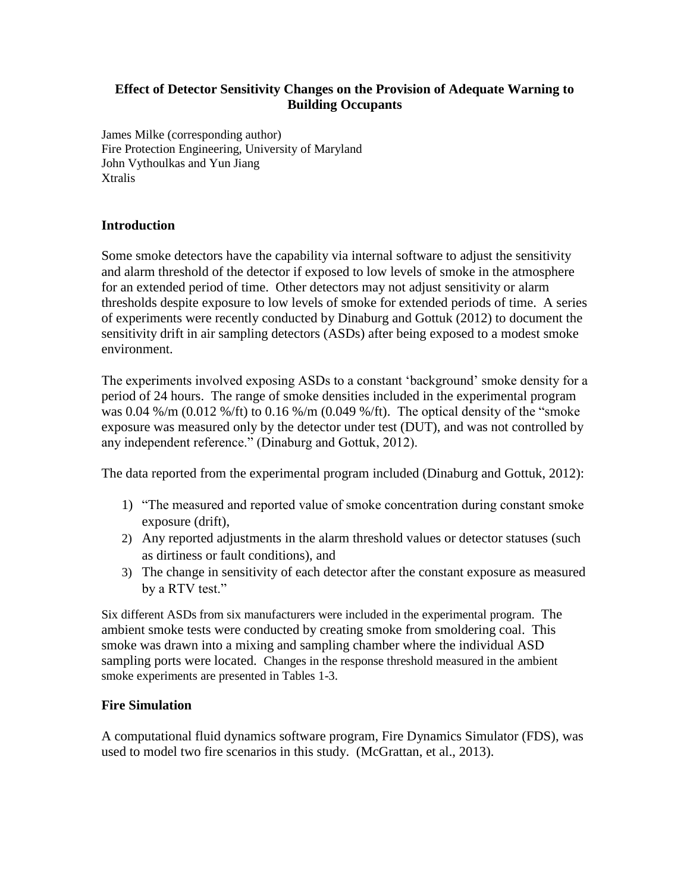# Effect of Detector Sensitivity Changes on the Provision of Adequate Warning to Building Occupants

James Milke (corresponding author)
Fire Protection Engineering, University of Maryland
John Vythoulkas and Yun Jiang
Xtralis

## Introduction

Some smoke detectors have the capability via internal software to adjust the sensitivity and alarm threshold of the detector if exposed to low levels of smoke in the atmosphere for an extended period of time. Other detectors may not adjust sensitivity or alarm thresholds despite exposure to low levels of smoke for extended periods of time. A series of experiments were recently conducted by Dinaburg and Gottuk (2012) to document the sensitivity drift in air sampling detectors (ASDs) after being exposed to a modest smoke environment.

The experiments involved exposing ASDs to a constant 'background' smoke density for a period of 24 hours. The range of smoke densities included in the experimental program was 0.04 %/m (0.012 %/ft) to 0.16 %/m (0.049 %/ft). The optical density of the "smoke exposure was measured only by the detector under test (DUT), and was not controlled by any independent reference." (Dinaburg and Gottuk, 2012).

The data reported from the experimental program included (Dinaburg and Gottuk, 2012):

1) "The measured and reported value of smoke concentration during constant smoke exposure (drift),
2) Any reported adjustments in the alarm threshold values or detector statuses (such as dirtiness or fault conditions), and
3) The change in sensitivity of each detector after the constant exposure as measured by a RTV test."

Six different ASDs from six manufacturers were included in the experimental program. The ambient smoke tests were conducted by creating smoke from smoldering coal. This smoke was drawn into a mixing and sampling chamber where the individual ASD sampling ports were located. Changes in the response threshold measured in the ambient smoke experiments are presented in Tables 1-3.

## Fire Simulation

A computational fluid dynamics software program, Fire Dynamics Simulator (FDS), was used to model two fire scenarios in this study. (McGrattan, et al., 2013).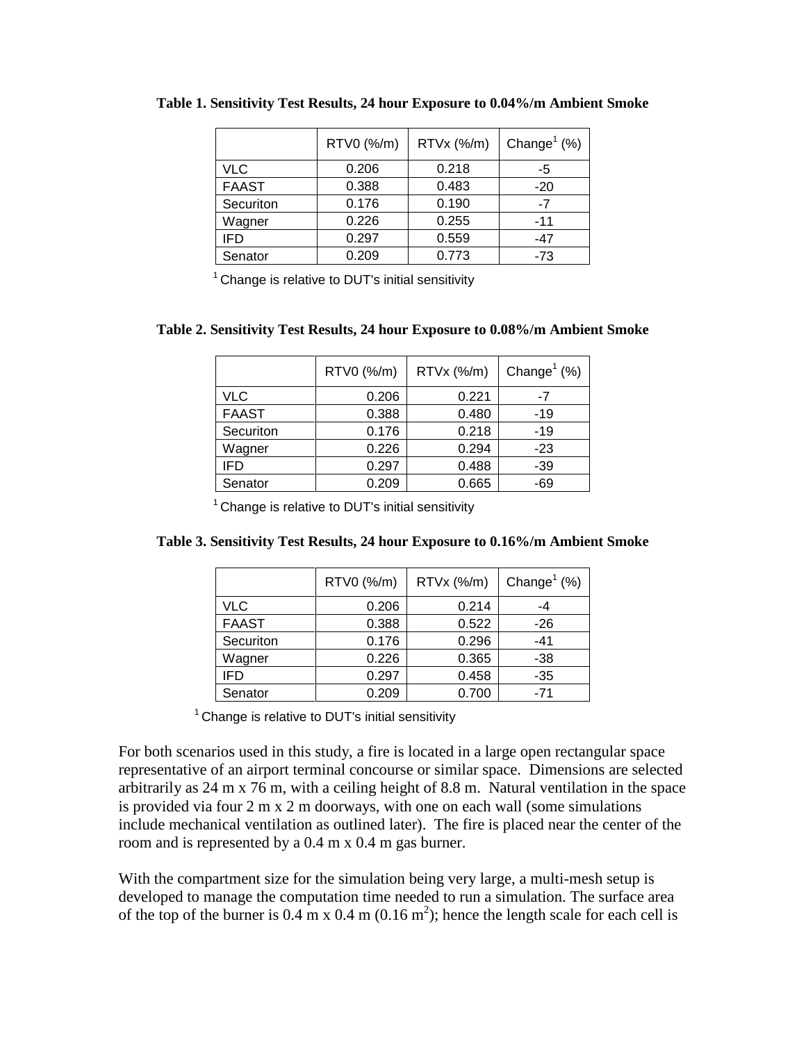**Table 1. Sensitivity Test Results, 24 hour Exposure to 0.04%/m Ambient Smoke**

| | RTV0 (%/m) | RTVx (%/m) | Change[1] (%) |
|---|---|---|---|
| VLC | 0.206 | 0.218 | -5 |
| FAAST | 0.388 | 0.483 | -20 |
| Securiton | 0.176 | 0.190 | -7 |
| Wagner | 0.226 | 0.255 | -11 |
| IFD | 0.297 | 0.559 | -47 |
| Senator | 0.209 | 0.773 | -73 |

[1] Change is relative to DUT's initial sensitivity

**Table 2. Sensitivity Test Results, 24 hour Exposure to 0.08%/m Ambient Smoke**

| | RTV0 (%/m) | RTVx (%/m) | Change[1] (%) |
|---|---|---|---|
| VLC | 0.206 | 0.221 | -7 |
| FAAST | 0.388 | 0.480 | -19 |
| Securiton | 0.176 | 0.218 | -19 |
| Wagner | 0.226 | 0.294 | -23 |
| IFD | 0.297 | 0.488 | -39 |
| Senator | 0.209 | 0.665 | -69 |

[1] Change is relative to DUT's initial sensitivity

**Table 3. Sensitivity Test Results, 24 hour Exposure to 0.16%/m Ambient Smoke**

| | RTV0 (%/m) | RTVx (%/m) | Change[1] (%) |
|---|---|---|---|
| VLC | 0.206 | 0.214 | -4 |
| FAAST | 0.388 | 0.522 | -26 |
| Securiton | 0.176 | 0.296 | -41 |
| Wagner | 0.226 | 0.365 | -38 |
| IFD | 0.297 | 0.458 | -35 |
| Senator | 0.209 | 0.700 | -71 |

[1] Change is relative to DUT's initial sensitivity

For both scenarios used in this study, a fire is located in a large open rectangular space representative of an airport terminal concourse or similar space. Dimensions are selected arbitrarily as 24 m x 76 m, with a ceiling height of 8.8 m. Natural ventilation in the space is provided via four 2 m x 2 m doorways, with one on each wall (some simulations include mechanical ventilation as outlined later). The fire is placed near the center of the room and is represented by a 0.4 m x 0.4 m gas burner.

With the compartment size for the simulation being very large, a multi-mesh setup is developed to manage the computation time needed to run a simulation. The surface area of the top of the burner is 0.4 m x 0.4 m (0.16 $m^2$); hence the length scale for each cell is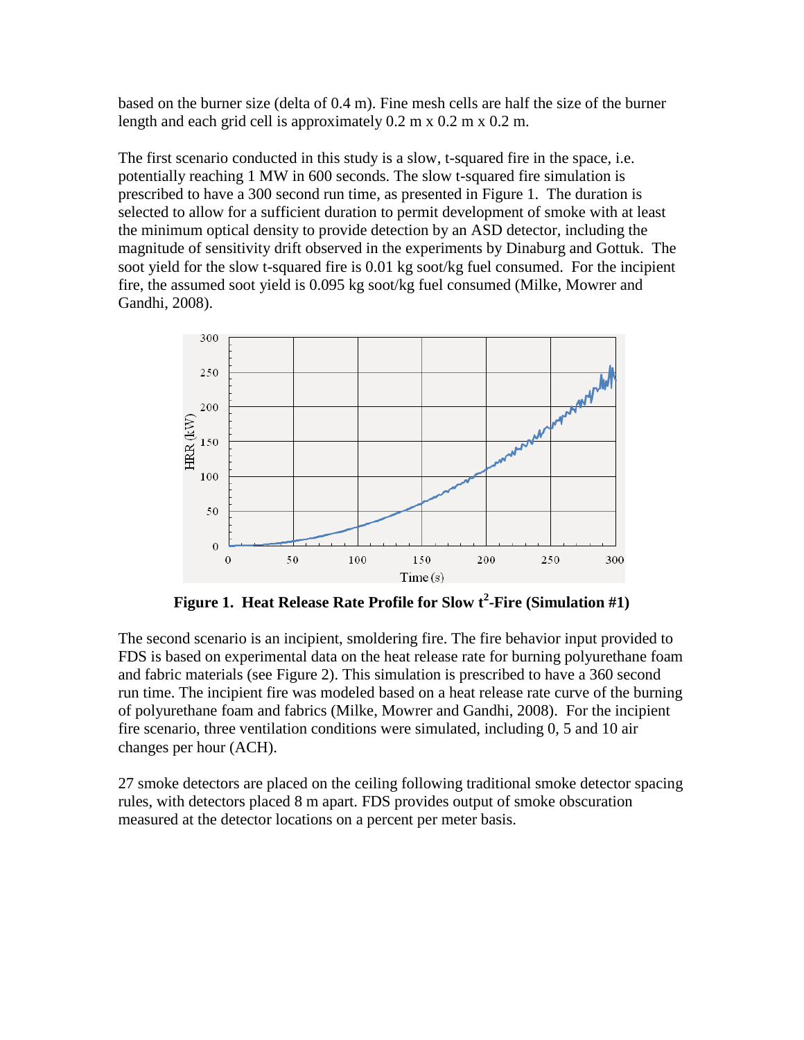based on the burner size (delta of 0.4 m). Fine mesh cells are half the size of the burner length and each grid cell is approximately 0.2 m x 0.2 m x 0.2 m.

The first scenario conducted in this study is a slow, t-squared fire in the space, i.e. potentially reaching 1 MW in 600 seconds. The slow t-squared fire simulation is prescribed to have a 300 second run time, as presented in Figure 1. The duration is selected to allow for a sufficient duration to permit development of smoke with at least the minimum optical density to provide detection by an ASD detector, including the magnitude of sensitivity drift observed in the experiments by Dinaburg and Gottuk. The soot yield for the slow t-squared fire is 0.01 kg soot/kg fuel consumed. For the incipient fire, the assumed soot yield is 0.095 kg soot/kg fuel consumed (Milke, Mowrer and Gandhi, 2008).

**Figure 1. Heat Release Rate Profile for Slow $t^2$-Fire (Simulation #1)**

The second scenario is an incipient, smoldering fire. The fire behavior input provided to FDS is based on experimental data on the heat release rate for burning polyurethane foam and fabric materials (see Figure 2). This simulation is prescribed to have a 360 second run time. The incipient fire was modeled based on a heat release rate curve of the burning of polyurethane foam and fabrics (Milke, Mowrer and Gandhi, 2008). For the incipient fire scenario, three ventilation conditions were simulated, including 0, 5 and 10 air changes per hour (ACH).

27 smoke detectors are placed on the ceiling following traditional smoke detector spacing rules, with detectors placed 8 m apart. FDS provides output of smoke obscuration measured at the detector locations on a percent per meter basis.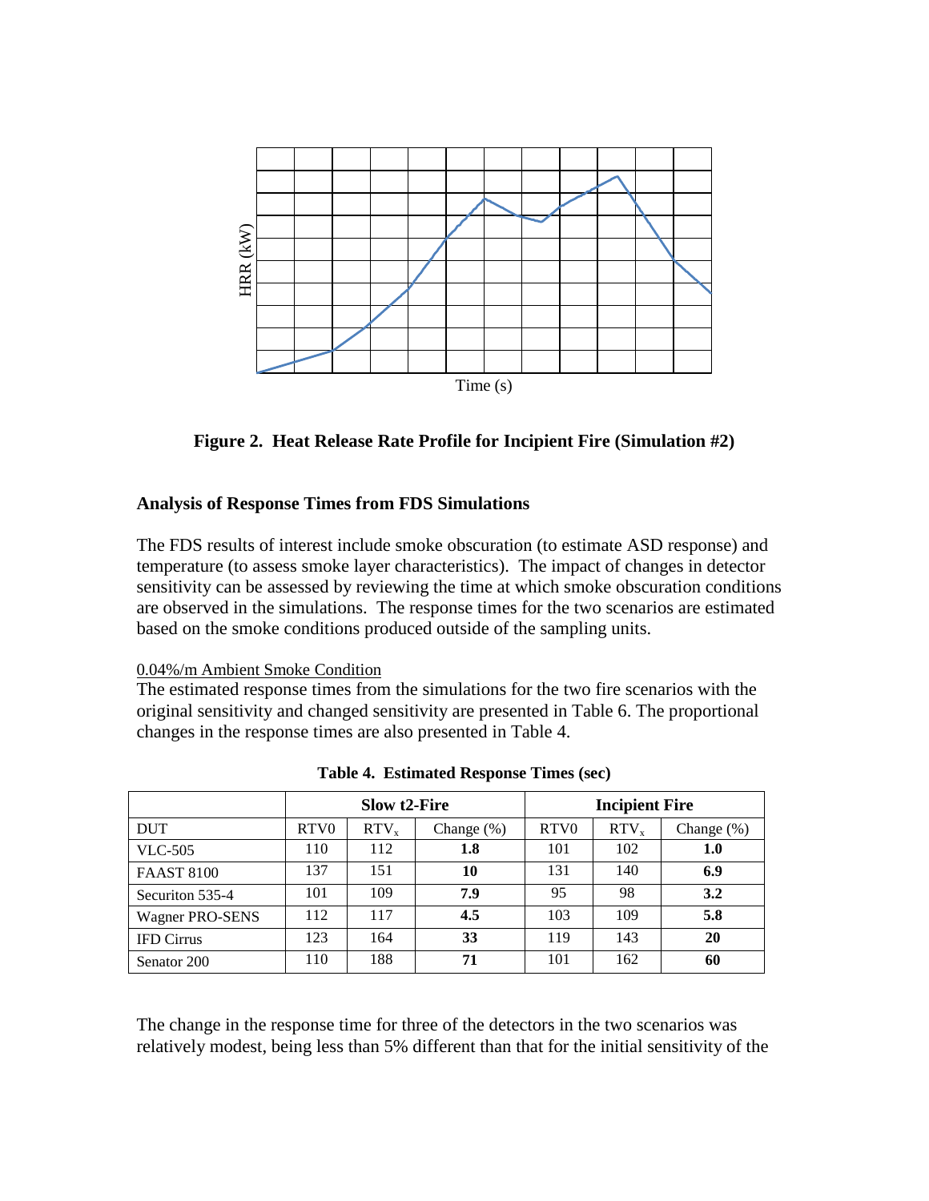HRR (kW)

Time (s)

**Figure 2. Heat Release Rate Profile for Incipient Fire (Simulation #2)**

### Analysis of Response Times from FDS Simulations

The FDS results of interest include smoke obscuration (to estimate ASD response) and temperature (to assess smoke layer characteristics). The impact of changes in detector sensitivity can be assessed by reviewing the time at which smoke obscuration conditions are observed in the simulations. The response times for the two scenarios are estimated based on the smoke conditions produced outside of the sampling units.

0.04%/m Ambient Smoke Condition

The estimated response times from the simulations for the two fire scenarios with the original sensitivity and changed sensitivity are presented in Table 6. The proportional changes in the response times are also presented in Table 4.

**Table 4. Estimated Response Times (sec)**

| | Slow t2-Fire | | | Incipient Fire | | |
|---|---|---|---|---|---|---|
| DUT | RTV0 | $RTV_x$ | Change (%) | RTV0 | $RTV_x$ | Change (%) |
| VLC-505 | 110 | 112 | **1.8** | 101 | 102 | **1.0** |
| FAAST 8100 | 137 | 151 | **10** | 131 | 140 | **6.9** |
| Securiton 535-4 | 101 | 109 | **7.9** | 95 | 98 | **3.2** |
| Wagner PRO-SENS | 112 | 117 | **4.5** | 103 | 109 | **5.8** |
| IFD Cirrus | 123 | 164 | **33** | 119 | 143 | **20** |
| Senator 200 | 110 | 188 | **71** | 101 | 162 | **60** |

The change in the response time for three of the detectors in the two scenarios was relatively modest, being less than 5% different than that for the initial sensitivity of the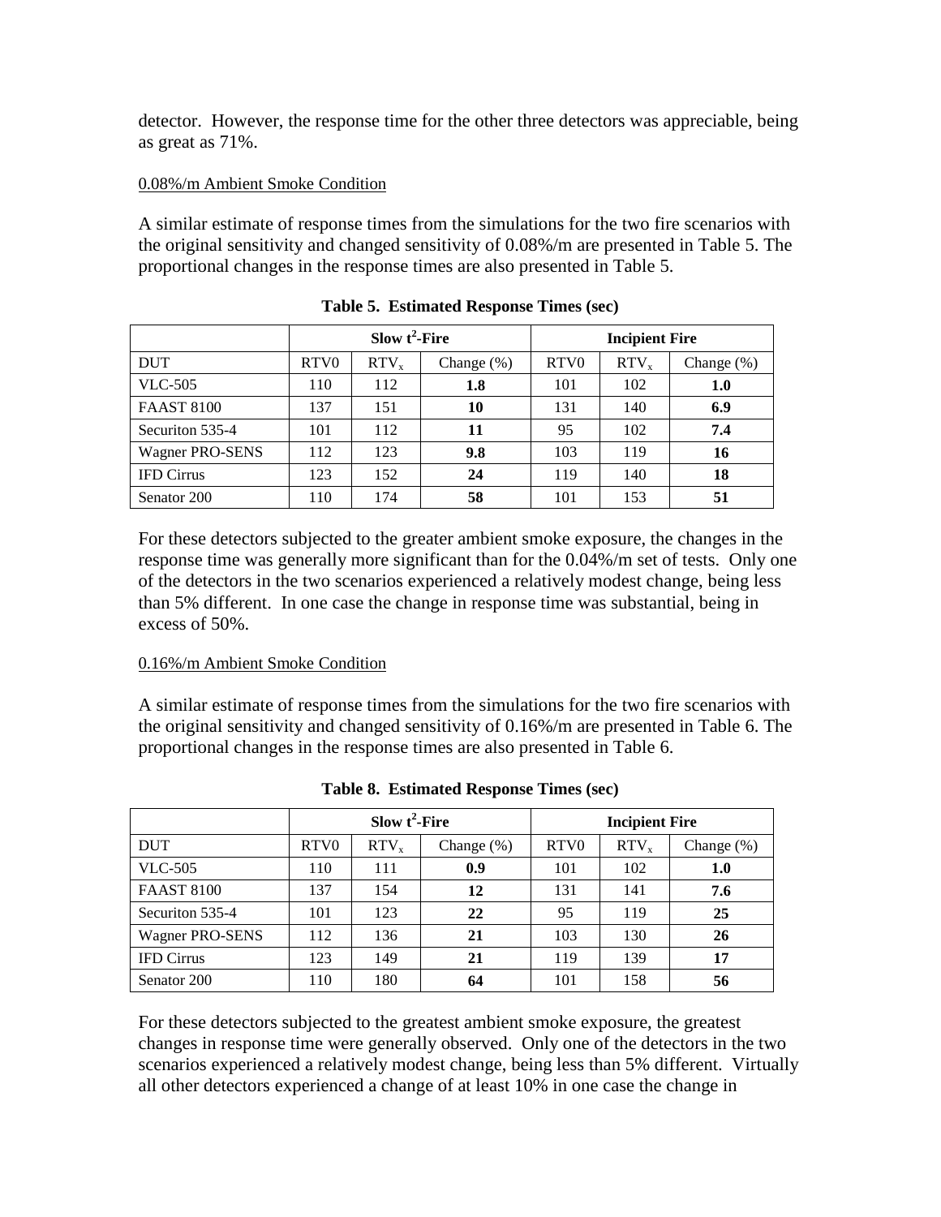detector. However, the response time for the other three detectors was appreciable, being as great as 71%.

0.08%/m Ambient Smoke Condition

A similar estimate of response times from the simulations for the two fire scenarios with the original sensitivity and changed sensitivity of 0.08%/m are presented in Table 5. The proportional changes in the response times are also presented in Table 5.

**Table 5. Estimated Response Times (sec)**

| | Slow $t^2$-Fire | | | Incipient Fire | | |
|---|---|---|---|---|---|---|
| DUT | RTV0 | $RTV_x$ | Change (%) | RTV0 | $RTV_x$ | Change (%) |
| VLC-505 | 110 | 112 | **1.8** | 101 | 102 | **1.0** |
| FAAST 8100 | 137 | 151 | **10** | 131 | 140 | **6.9** |
| Securiton 535-4 | 101 | 112 | **11** | 95 | 102 | **7.4** |
| Wagner PRO-SENS | 112 | 123 | **9.8** | 103 | 119 | **16** |
| IFD Cirrus | 123 | 152 | **24** | 119 | 140 | **18** |
| Senator 200 | 110 | 174 | **58** | 101 | 153 | **51** |

For these detectors subjected to the greater ambient smoke exposure, the changes in the response time was generally more significant than for the 0.04%/m set of tests. Only one of the detectors in the two scenarios experienced a relatively modest change, being less than 5% different. In one case the change in response time was substantial, being in excess of 50%.

0.16%/m Ambient Smoke Condition

A similar estimate of response times from the simulations for the two fire scenarios with the original sensitivity and changed sensitivity of 0.16%/m are presented in Table 6. The proportional changes in the response times are also presented in Table 6.

**Table 8. Estimated Response Times (sec)**

| | Slow $t^2$-Fire | | | Incipient Fire | | |
|---|---|---|---|---|---|---|
| DUT | RTV0 | $RTV_x$ | Change (%) | RTV0 | $RTV_x$ | Change (%) |
| VLC-505 | 110 | 111 | **0.9** | 101 | 102 | **1.0** |
| FAAST 8100 | 137 | 154 | **12** | 131 | 141 | **7.6** |
| Securiton 535-4 | 101 | 123 | **22** | 95 | 119 | **25** |
| Wagner PRO-SENS | 112 | 136 | **21** | 103 | 130 | **26** |
| IFD Cirrus | 123 | 149 | **21** | 119 | 139 | **17** |
| Senator 200 | 110 | 180 | **64** | 101 | 158 | **56** |

For these detectors subjected to the greatest ambient smoke exposure, the greatest changes in response time were generally observed. Only one of the detectors in the two scenarios experienced a relatively modest change, being less than 5% different. Virtually all other detectors experienced a change of at least 10% in one case the change in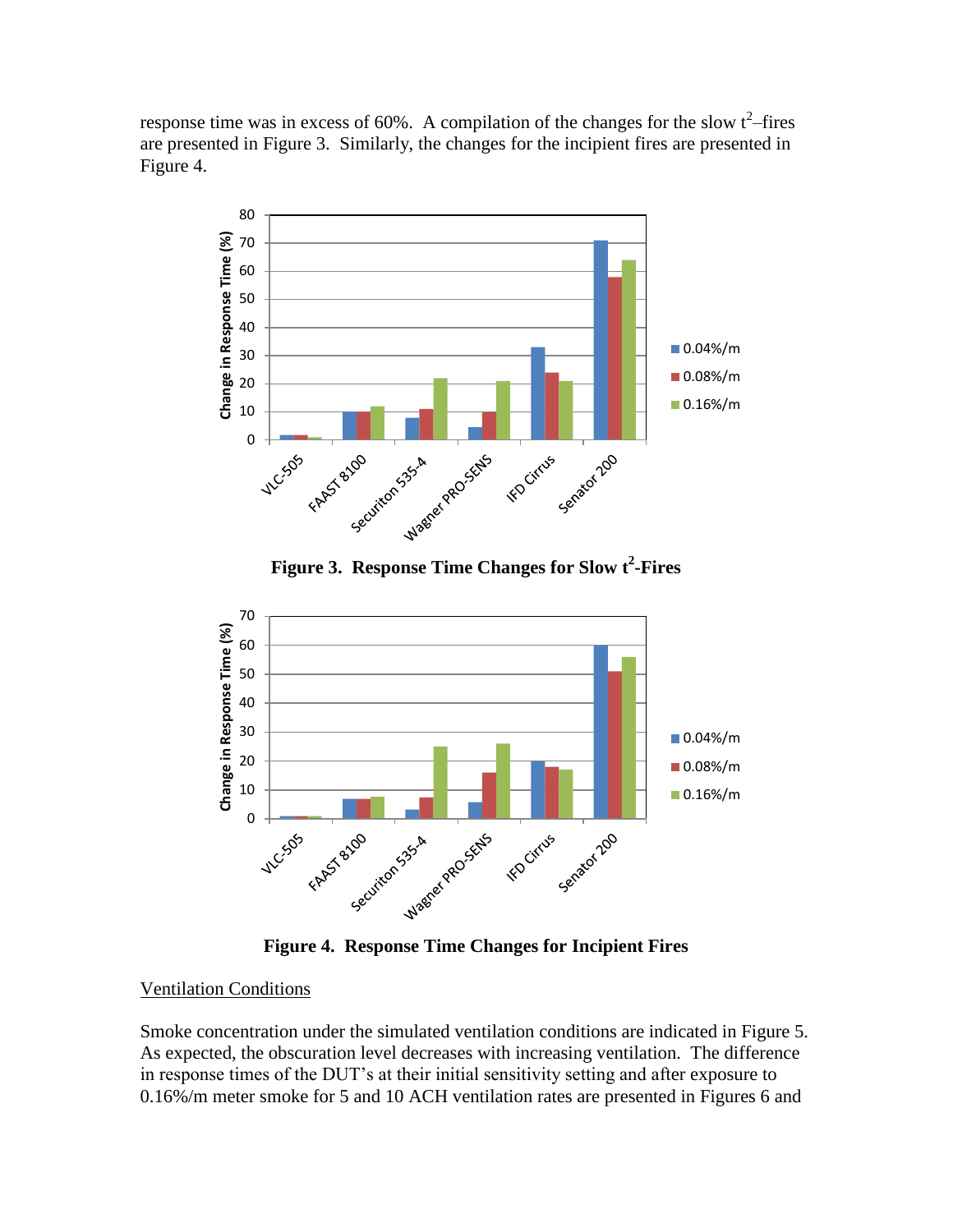response time was in excess of 60%. A compilation of the changes for the slow $t^2$–fires are presented in Figure 3. Similarly, the changes for the incipient fires are presented in Figure 4.

**Figure 3. Response Time Changes for Slow $t^2$-Fires**

**Figure 4. Response Time Changes for Incipient Fires**

Ventilation Conditions

Smoke concentration under the simulated ventilation conditions are indicated in Figure 5. As expected, the obscuration level decreases with increasing ventilation. The difference in response times of the DUT's at their initial sensitivity setting and after exposure to 0.16%/m meter smoke for 5 and 10 ACH ventilation rates are presented in Figures 6 and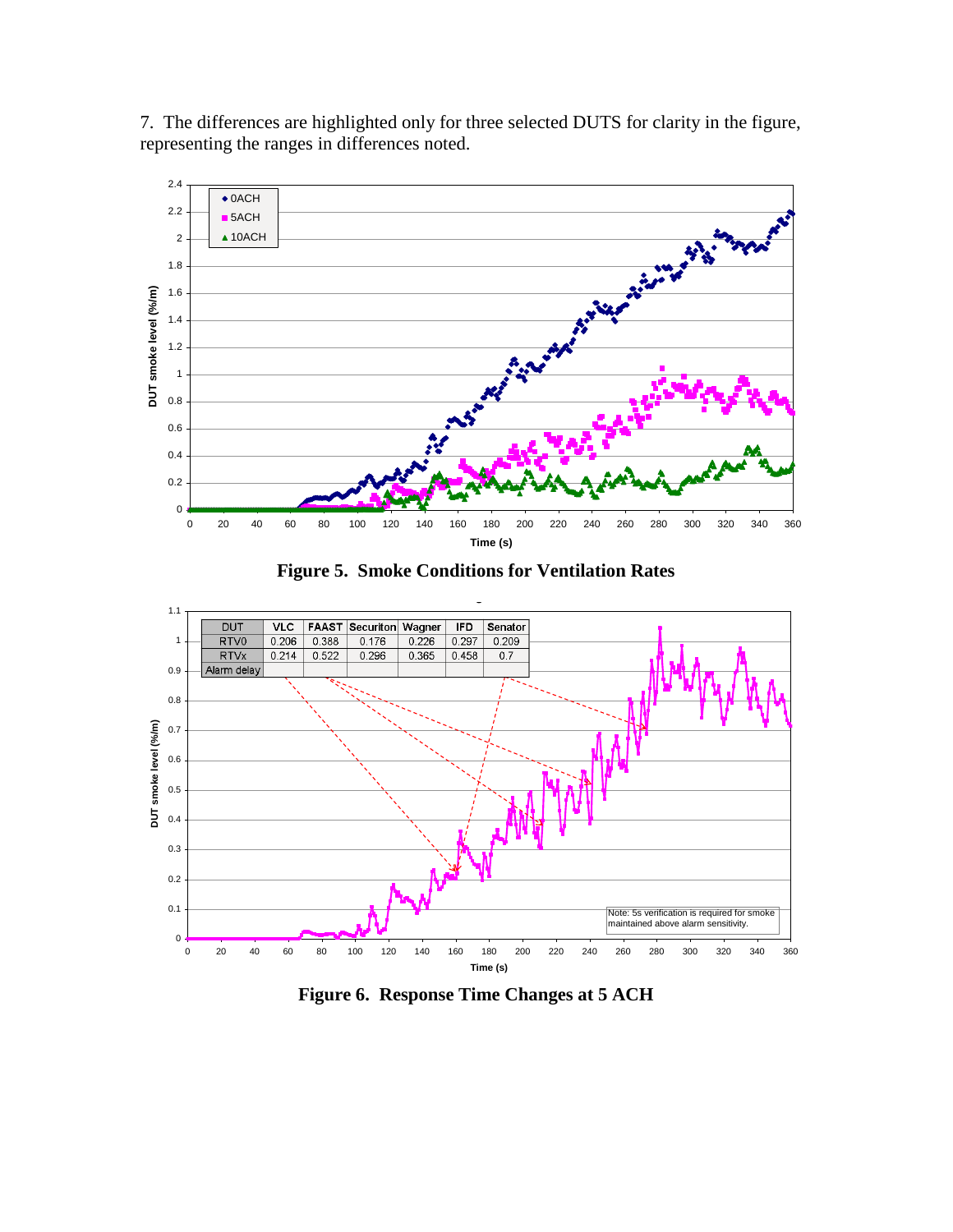7. The differences are highlighted only for three selected DUTS for clarity in the figure, representing the ranges in differences noted.

**Figure 5. Smoke Conditions for Ventilation Rates**

| DUT | VLC | FAAST | Securiton | Wagner | IFD | Senator |
|---|---|---|---|---|---|---|
| RTV0 | 0.206 | 0.388 | 0.176 | 0.226 | 0.297 | 0.209 |
| RTVx | 0.214 | 0.522 | 0.296 | 0.365 | 0.458 | 0.7 |
| Alarm delay | | | | | | |

Note: 5s verification is required for smoke maintained above alarm sensitivity.

**Figure 6. Response Time Changes at 5 ACH**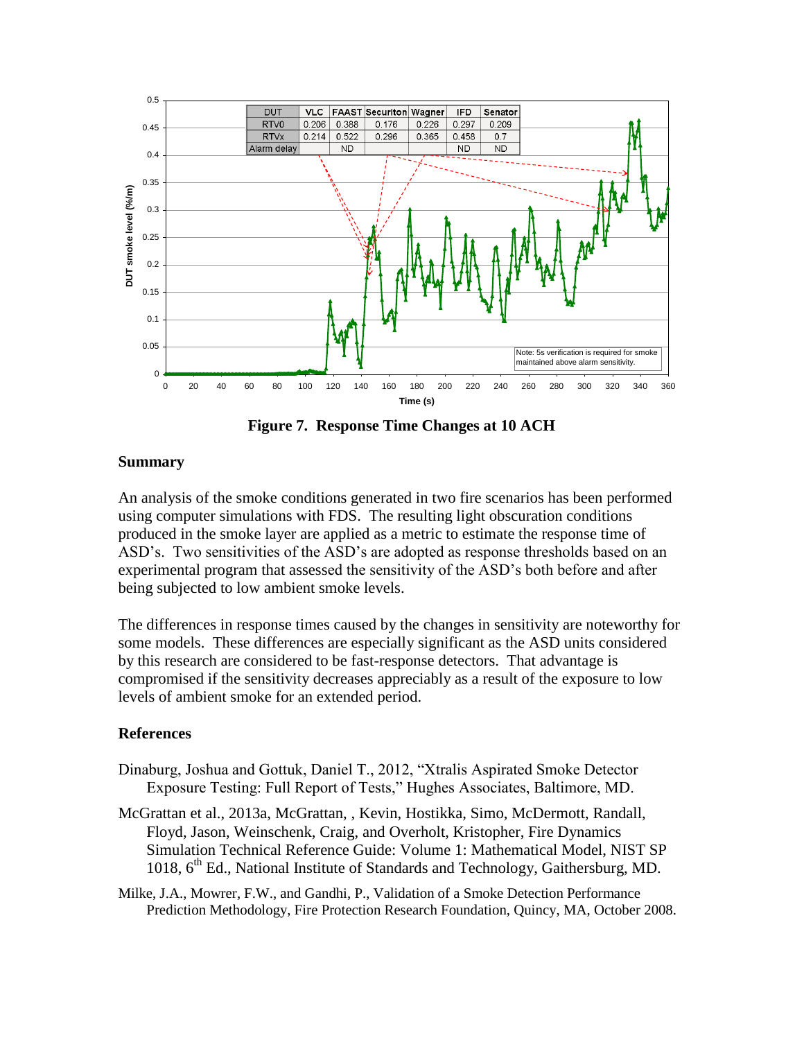| DUT | VLC | FAAST | Securiton | Wagner | IFD | Senator |
|---|---|---|---|---|---|---|
| RTV0 | 0.206 | 0.388 | 0.176 | 0.226 | 0.297 | 0.209 |
| RTVx | 0.214 | 0.522 | 0.296 | 0.365 | 0.458 | 0.7 |
| Alarm delay | | ND | | | ND | ND |

DUT smoke level (%/m)

0 0.05 0.1 0.15 0.2 0.25 0.3 0.35 0.4 0.45 0.5

Time (s)

0 20 40 60 80 100 120 140 160 180 200 220 240 260 280 300 320 340 360

Note: 5s verification is required for smoke maintained above alarm sensitivity.

**Figure 7. Response Time Changes at 10 ACH**

## Summary

An analysis of the smoke conditions generated in two fire scenarios has been performed using computer simulations with FDS. The resulting light obscuration conditions produced in the smoke layer are applied as a metric to estimate the response time of ASD's. Two sensitivities of the ASD's are adopted as response thresholds based on an experimental program that assessed the sensitivity of the ASD's both before and after being subjected to low ambient smoke levels.

The differences in response times caused by the changes in sensitivity are noteworthy for some models. These differences are especially significant as the ASD units considered by this research are considered to be fast-response detectors. That advantage is compromised if the sensitivity decreases appreciably as a result of the exposure to low levels of ambient smoke for an extended period.

## References

Dinaburg, Joshua and Gottuk, Daniel T., 2012, "Xtralis Aspirated Smoke Detector Exposure Testing: Full Report of Tests," Hughes Associates, Baltimore, MD.

McGrattan et al., 2013a, McGrattan, , Kevin, Hostikka, Simo, McDermott, Randall, Floyd, Jason, Weinschenk, Craig, and Overholt, Kristopher, Fire Dynamics Simulation Technical Reference Guide: Volume 1: Mathematical Model, NIST SP 1018, 6th Ed., National Institute of Standards and Technology, Gaithersburg, MD.

Milke, J.A., Mowrer, F.W., and Gandhi, P., Validation of a Smoke Detection Performance Prediction Methodology, Fire Protection Research Foundation, Quincy, MA, October 2008.